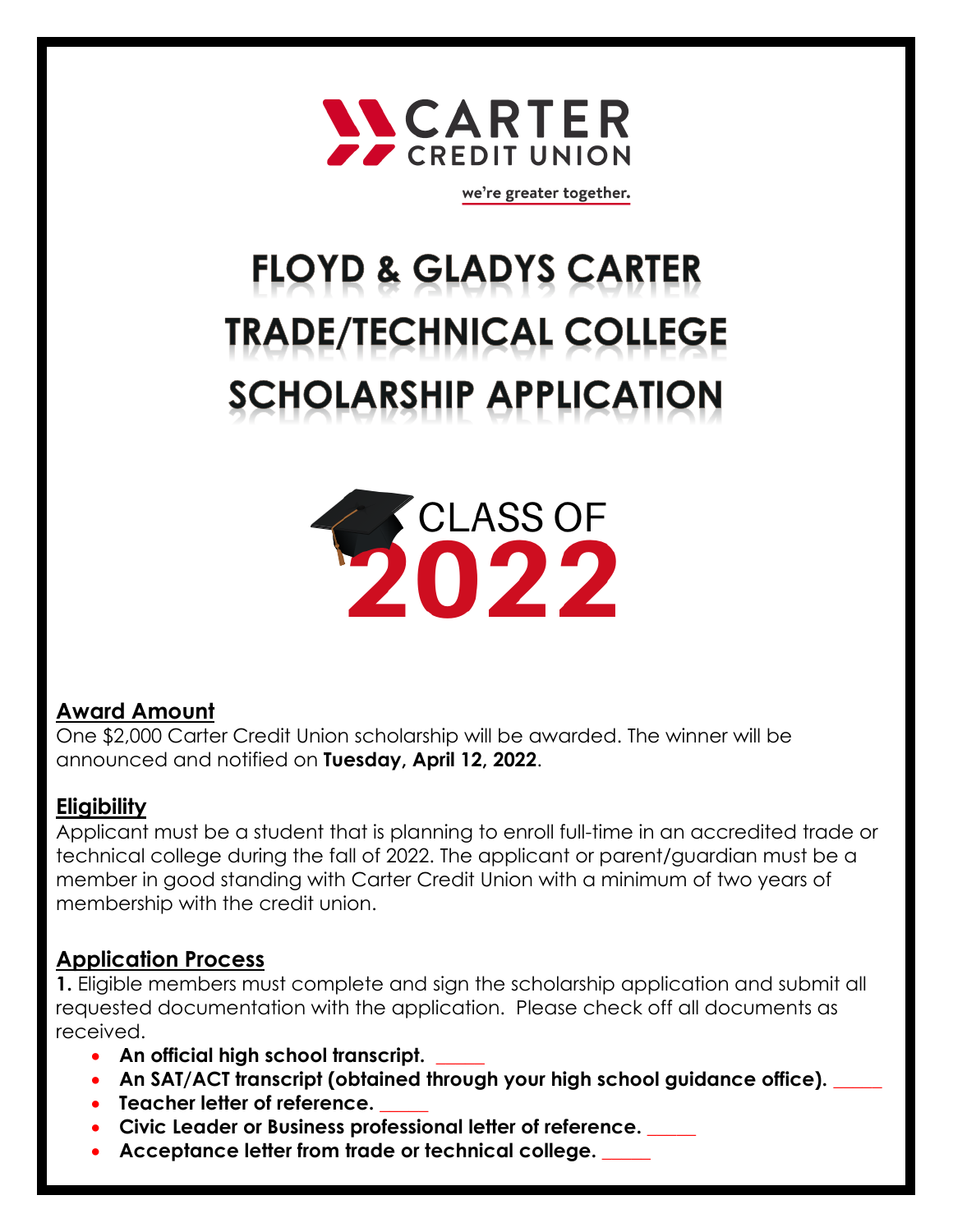CARTER CREDIT UNION

we're greater together.

# FLOYD & GLADYS CARTER TRADE/TECHNICAL COLLEGE SCHOLARSHIP APPLICATION

CLASS OF 2022

## Award Amount

One $2,000 Carter Credit Union scholarship will be awarded. The winner will be announced and notified on **Tuesday, April 12, 2022**.

## Eligibility

Applicant must be a student that is planning to enroll full-time in an accredited trade or technical college during the fall of 2022. The applicant or parent/guardian must be a member in good standing with Carter Credit Union with a minimum of two years of membership with the credit union.

## Application Process

**1.** Eligible members must complete and sign the scholarship application and submit all requested documentation with the application. Please check off all documents as received.

- **An official high school transcript.** _____
- **An SAT/ACT transcript (obtained through your high school guidance office).** _____
- **Teacher letter of reference.** _____
- **Civic Leader or Business professional letter of reference.** _____
- **Acceptance letter from trade or technical college.** _____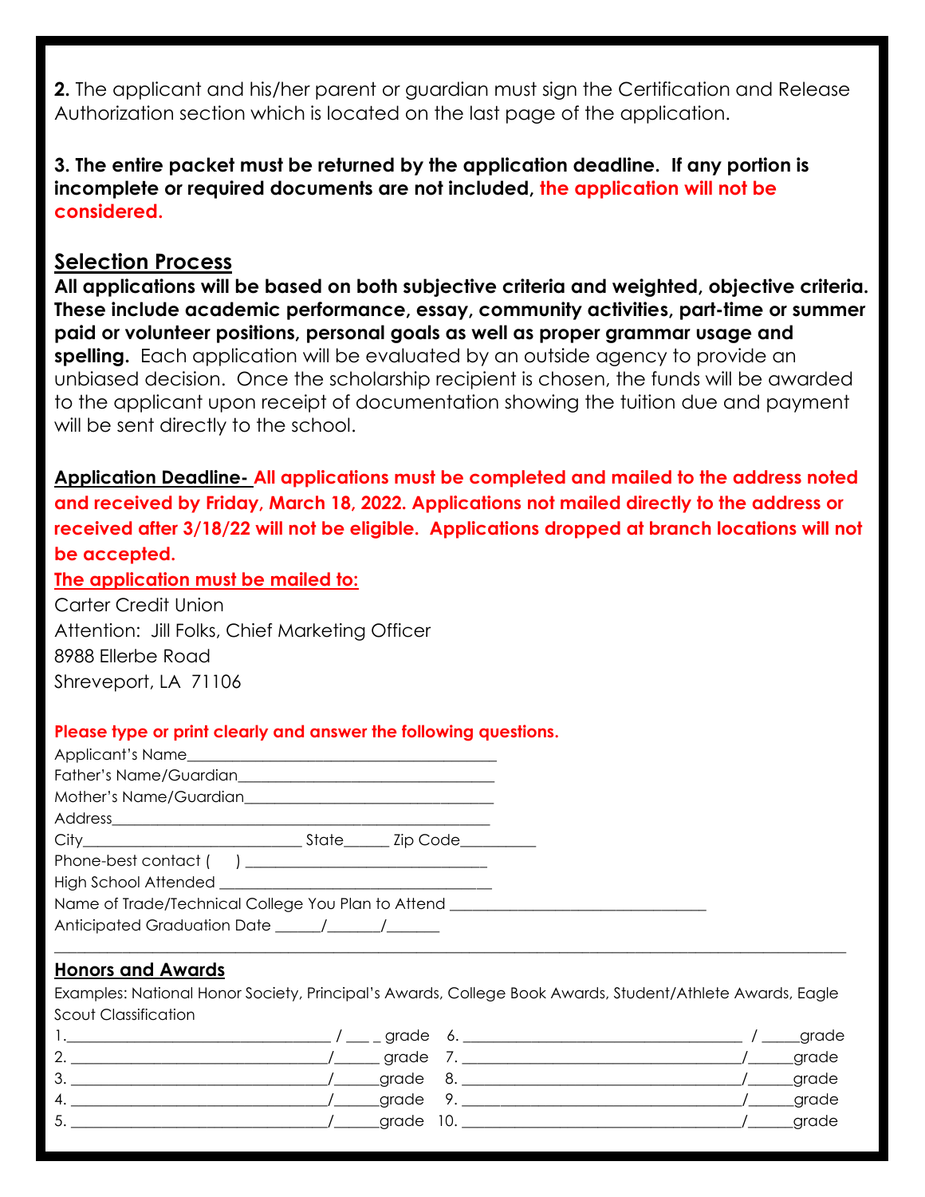**2.** The applicant and his/her parent or guardian must sign the Certification and Release Authorization section which is located on the last page of the application.

**3. The entire packet must be returned by the application deadline. If any portion is incomplete or required documents are not included, the application will not be considered.**

## Selection Process

**All applications will be based on both subjective criteria and weighted, objective criteria. These include academic performance, essay, community activities, part-time or summer paid or volunteer positions, personal goals as well as proper grammar usage and spelling.** Each application will be evaluated by an outside agency to provide an unbiased decision. Once the scholarship recipient is chosen, the funds will be awarded to the applicant upon receipt of documentation showing the tuition due and payment will be sent directly to the school.

**Application Deadline- All applications must be completed and mailed to the address noted and received by Friday, March 18, 2022. Applications not mailed directly to the address or received after 3/18/22 will not be eligible. Applications dropped at branch locations will not be accepted.**

**The application must be mailed to:**

Carter Credit Union
Attention: Jill Folks, Chief Marketing Officer
8988 Ellerbe Road
Shreveport, LA 71106

**Please type or print clearly and answer the following questions.**

Applicant's Name_______________________________________
Father's Name/Guardian__________________________________
Mother's Name/Guardian_________________________________
Address_______________________________________________
City___________________________ State______ Zip Code__________
Phone-best contact (     ) ______________________________
High School Attended __________________________________
Name of Trade/Technical College You Plan to Attend ________________________________
Anticipated Graduation Date ______/_______/_______

---

## Honors and Awards

Examples: National Honor Society, Principal's Awards, College Book Awards, Student/Athlete Awards, Eagle Scout Classification

1.__________________________________ / ___ _ grade    6. __________________________________ / _____grade
2. _________________________________/______ grade    7. __________________________________/______grade
3. _________________________________/______grade    8. __________________________________/______grade
4. _________________________________/______grade    9. __________________________________/______grade
5. _________________________________/______grade    10. _________________________________/______grade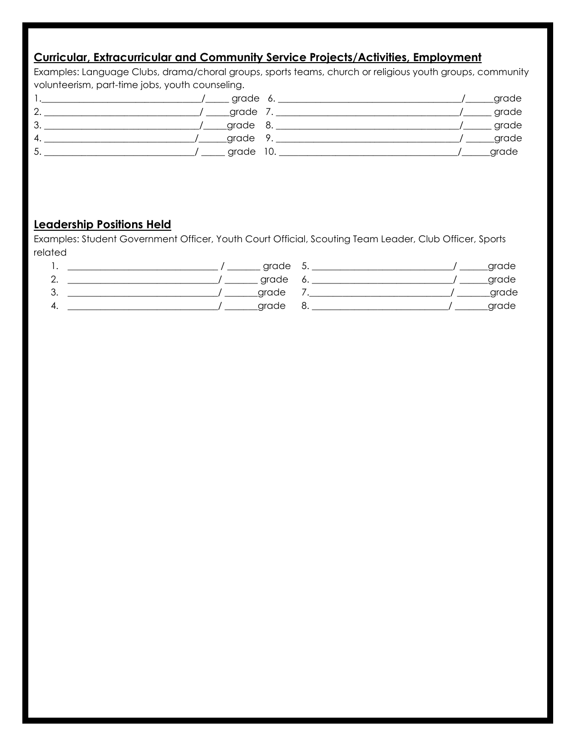## Curricular, Extracurricular and Community Service Projects/Activities, Employment

Examples: Language Clubs, drama/choral groups, sports teams, church or religious youth groups, community volunteerism, part-time jobs, youth counseling.

1.________________________________/_____ grade 6. ____________________________________/______grade
2. _______________________________/ _____grade 7. ____________________________________/______ grade
3. _______________________________/_____grade 8. ____________________________________/______ grade
4. ______________________________/______grade 9. ____________________________________/ ______grade
5. ______________________________/ _____ grade 10. ___________________________________/______grade

## Leadership Positions Held

Examples: Student Government Officer, Youth Court Official, Scouting Team Leader, Club Officer, Sports related

1. ______________________________ / _______ grade 5. ____________________________/ ______grade
2. ______________________________/ _______ grade 6. ____________________________/ ______grade
3. ______________________________/ _______grade 7.____________________________/ _______grade
4. ______________________________/ _______grade 8. ____________________________/ _______grade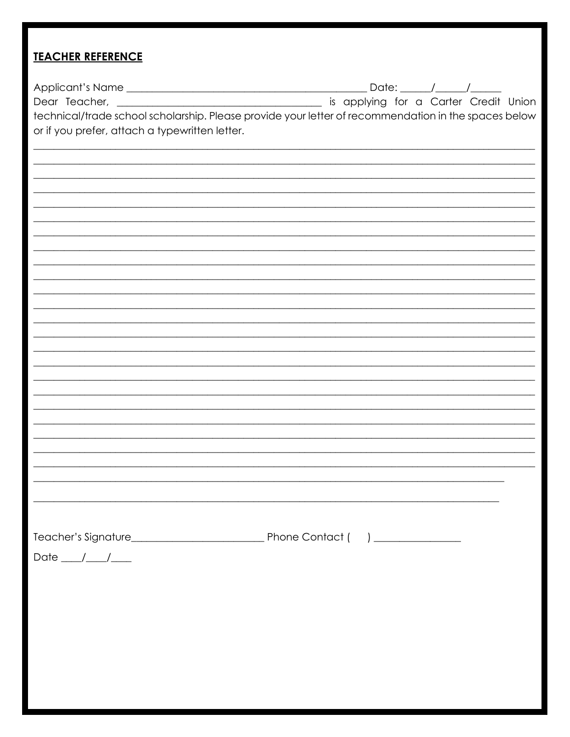**TEACHER REFERENCE**

Applicant's Name ______________________________________________ Date: ______/______/______

Dear Teacher, ________________________________________ is applying for a Carter Credit Union technical/trade school scholarship. Please provide your letter of recommendation in the spaces below or if you prefer, attach a typewritten letter.

_____________________________________________________________________________________________

_____________________________________________________________________________________________

_____________________________________________________________________________________________

_____________________________________________________________________________________________

_____________________________________________________________________________________________

_____________________________________________________________________________________________

_____________________________________________________________________________________________

_____________________________________________________________________________________________

_____________________________________________________________________________________________

_____________________________________________________________________________________________

_____________________________________________________________________________________________

_____________________________________________________________________________________________

_____________________________________________________________________________________________

_____________________________________________________________________________________________

_____________________________________________________________________________________________

_____________________________________________________________________________________________

_____________________________________________________________________________________________

_____________________________________________________________________________________________

_____________________________________________________________________________________________

_____________________________________________________________________________________________

_____________________________________________________________________________________________

_____________________________________________________________________________________________

_____________________________________________________________________________________________

_____________________________________________________________________________________________

Teacher's Signature_________________________ Phone Contact (     ) ________________

Date ____/____/____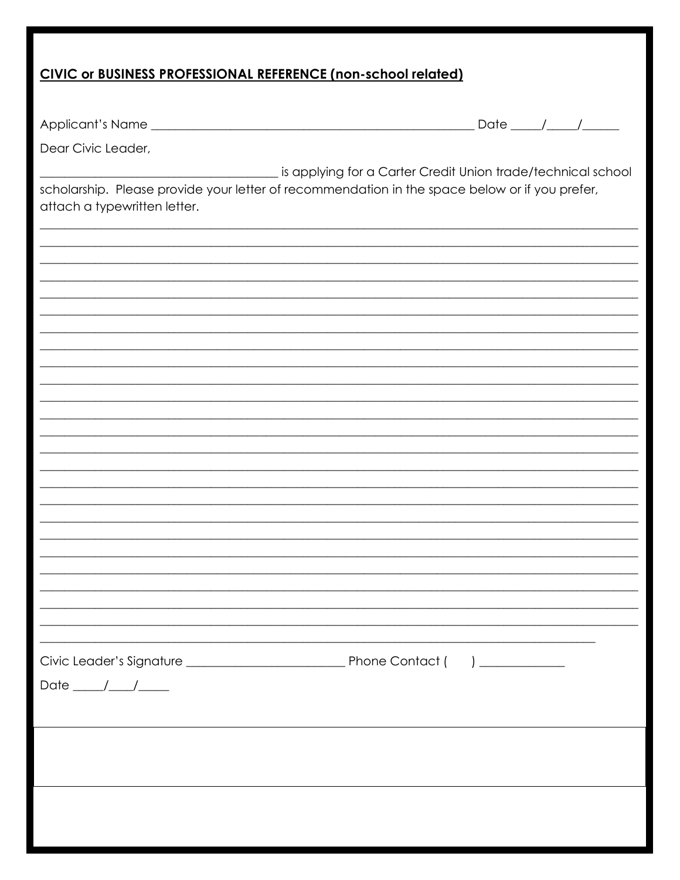**CIVIC or BUSINESS PROFESSIONAL REFERENCE (non-school related)**

Applicant's Name ______________________________________________ Date _____/_____/______

Dear Civic Leader,

____________________________________ is applying for a Carter Credit Union trade/technical school scholarship. Please provide your letter of recommendation in the space below or if you prefer, attach a typewritten letter.

_____________________________________________________________________________________

_____________________________________________________________________________________

_____________________________________________________________________________________

_____________________________________________________________________________________

_____________________________________________________________________________________

_____________________________________________________________________________________

_____________________________________________________________________________________

_____________________________________________________________________________________

_____________________________________________________________________________________

_____________________________________________________________________________________

_____________________________________________________________________________________

_____________________________________________________________________________________

_____________________________________________________________________________________

_____________________________________________________________________________________

_____________________________________________________________________________________

_____________________________________________________________________________________

_____________________________________________________________________________________

_____________________________________________________________________________________

_____________________________________________________________________________________

_____________________________________________________________________________________

_____________________________________________________________________________________

_____________________________________________________________________________________

_____________________________________________________________________________________

_____________________________________________________________________________________

_____________________________________________________________________________________

Civic Leader's Signature __________________________ Phone Contact (     ) ______________

Date _____/____/_____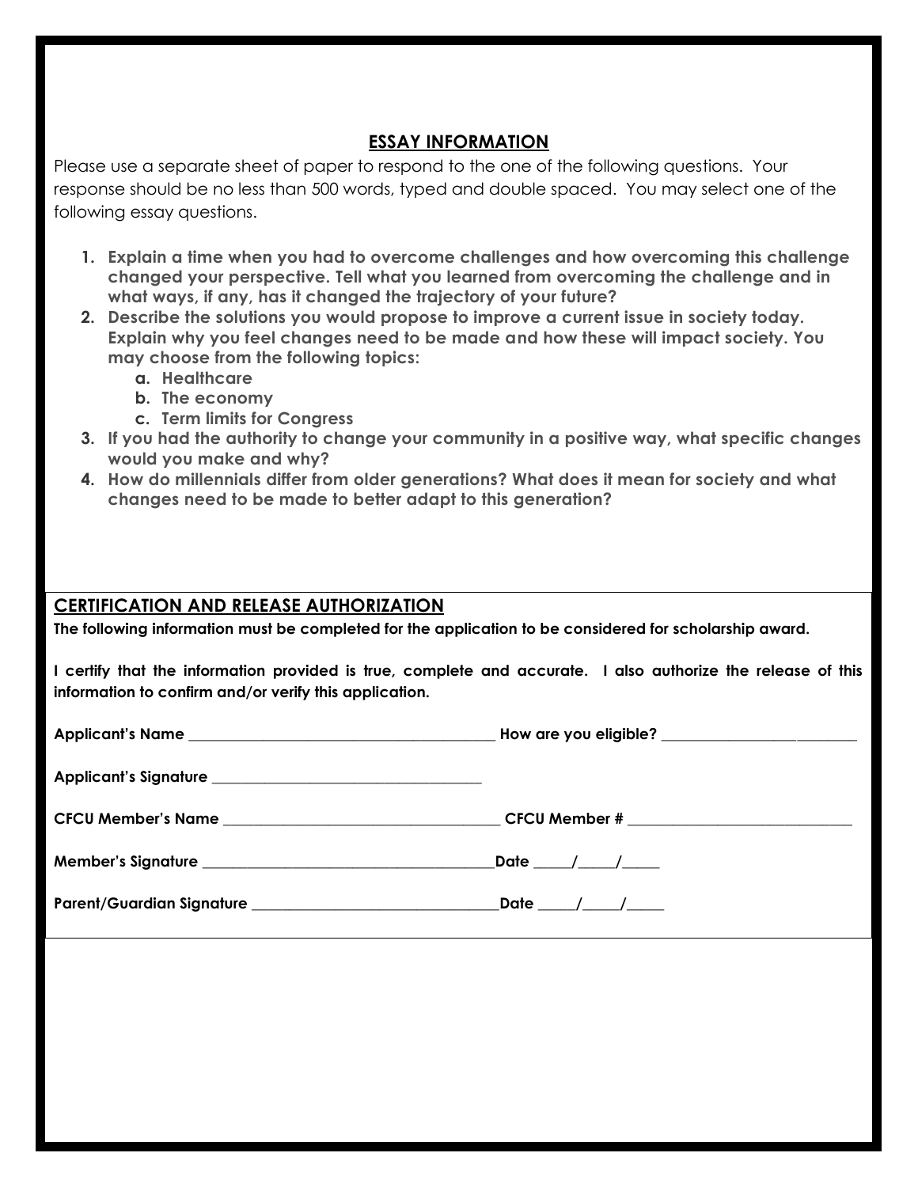## ESSAY INFORMATION

Please use a separate sheet of paper to respond to the one of the following questions. Your response should be no less than 500 words, typed and double spaced. You may select one of the following essay questions.

1. **Explain a time when you had to overcome challenges and how overcoming this challenge changed your perspective. Tell what you learned from overcoming the challenge and in what ways, if any, has it changed the trajectory of your future?**
2. **Describe the solutions you would propose to improve a current issue in society today. Explain why you feel changes need to be made and how these will impact society. You may choose from the following topics:**
   a. **Healthcare**
   b. **The economy**
   c. **Term limits for Congress**
3. **If you had the authority to change your community in a positive way, what specific changes would you make and why?**
4. **How do millennials differ from older generations? What does it mean for society and what changes need to be made to better adapt to this generation?**

## CERTIFICATION AND RELEASE AUTHORIZATION

**The following information must be completed for the application to be considered for scholarship award.**

**I certify that the information provided is true, complete and accurate. I also authorize the release of this information to confirm and/or verify this application.**

**Applicant's Name** ________________________________ **How are you eligible?** ____________________

**Applicant's Signature** ____________________________

**CFCU Member's Name** ____________________________ **CFCU Member #** ______________________

**Member's Signature** ______________________________**Date** _____/_____/_____

**Parent/Guardian Signature** _________________________**Date** _____/_____/_____